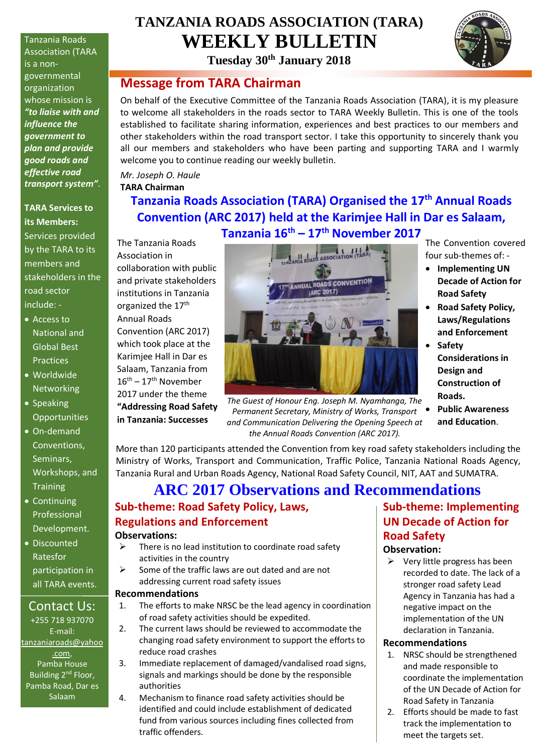# TANZANIA ROADS ASSOCIATION (TARA)
# WEEKLY BULLETIN

**Tuesday 30th January 2018**

Tanzania Roads Association (TARA is a non-governmental organization whose mission is ***"to liaise with and influence the government to plan and provide good roads and effective road transport system"***.

**TARA Services to its Members:**

Services provided by the TARA to its members and stakeholders in the road sector include: -

- Access to National and Global Best Practices
- Worldwide Networking
- Speaking Opportunities
- On-demand Conventions, Seminars, Workshops, and Training
- Continuing Professional Development.
- Discounted Ratesfor participation in all TARA events.

**Contact Us:**

+255 718 937070

E-mail: tanzaniaroads@yahoo.com,

Pamba House Building 2nd Floor, Pamba Road, Dar es Salaam

## Message from TARA Chairman

On behalf of the Executive Committee of the Tanzania Roads Association (TARA), it is my pleasure to welcome all stakeholders in the roads sector to TARA Weekly Bulletin. This is one of the tools established to facilitate sharing information, experiences and best practices to our members and other stakeholders within the road transport sector. I take this opportunity to sincerely thank you all our members and stakeholders who have been parting and supporting TARA and I warmly welcome you to continue reading our weekly bulletin.

*Mr. Joseph O. Haule*

**TARA Chairman**

## Tanzania Roads Association (TARA) Organised the 17th Annual Roads Convention (ARC 2017) held at the Karimjee Hall in Dar es Salaam, Tanzania 16th – 17th November 2017

The Tanzania Roads Association in collaboration with public and private stakeholders institutions in Tanzania organized the 17th Annual Roads Convention (ARC 2017) which took place at the Karimjee Hall in Dar es Salaam, Tanzania from 16th – 17th November 2017 under the theme **"Addressing Road Safety in Tanzania: Successes**

*The Guest of Honour Eng. Joseph M. Nyamhanga, The Permanent Secretary, Ministry of Works, Transport and Communication Delivering the Opening Speech at the Annual Roads Convention (ARC 2017).*

The Convention covered four sub-themes of: -

- **Implementing UN Decade of Action for Road Safety**
- **Road Safety Policy, Laws/Regulations and Enforcement**
- **Safety Considerations in Design and Construction of Roads.**
- **Public Awareness and Education**.

More than 120 participants attended the Convention from key road safety stakeholders including the Ministry of Works, Transport and Communication, Traffic Police, Tanzania National Roads Agency, Tanzania Rural and Urban Roads Agency, National Road Safety Council, NIT, AAT and SUMATRA.

## ARC 2017 Observations and Recommendations

### Sub-theme: Road Safety Policy, Laws, Regulations and Enforcement

**Observations:**

- There is no lead institution to coordinate road safety activities in the country
- Some of the traffic laws are out dated and are not addressing current road safety issues

**Recommendations**

1. The efforts to make NRSC be the lead agency in coordination of road safety activities should be expedited.
2. The current laws should be reviewed to accommodate the changing road safety environment to support the efforts to reduce road crashes
3. Immediate replacement of damaged/vandalised road signs, signals and markings should be done by the responsible authorities
4. Mechanism to finance road safety activities should be identified and could include establishment of dedicated fund from various sources including fines collected from traffic offenders.

### Sub-theme: Implementing UN Decade of Action for Road Safety

**Observation:**

- Very little progress has been recorded to date. The lack of a stronger road safety Lead Agency in Tanzania has had a negative impact on the implementation of the UN declaration in Tanzania.

**Recommendations**

1. NRSC should be strengthened and made responsible to coordinate the implementation of the UN Decade of Action for Road Safety in Tanzania
2. Efforts should be made to fast track the implementation to meet the targets set.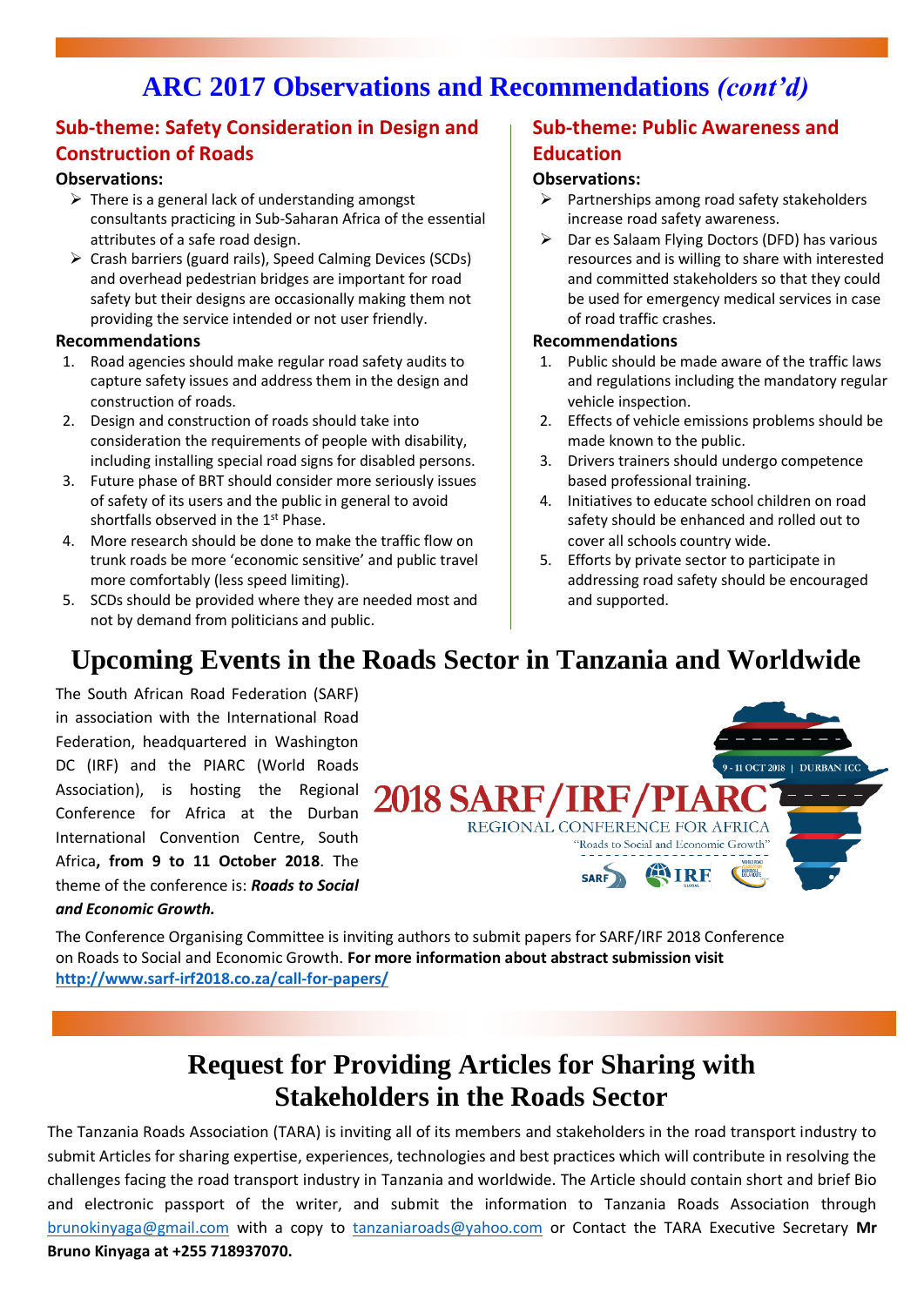# ARC 2017 Observations and Recommendations *(cont'd)*

## Sub-theme: Safety Consideration in Design and Construction of Roads

**Observations:**

- There is a general lack of understanding amongst consultants practicing in Sub-Saharan Africa of the essential attributes of a safe road design.
- Crash barriers (guard rails), Speed Calming Devices (SCDs) and overhead pedestrian bridges are important for road safety but their designs are occasionally making them not providing the service intended or not user friendly.

**Recommendations**

1. Road agencies should make regular road safety audits to capture safety issues and address them in the design and construction of roads.
2. Design and construction of roads should take into consideration the requirements of people with disability, including installing special road signs for disabled persons.
3. Future phase of BRT should consider more seriously issues of safety of its users and the public in general to avoid shortfalls observed in the 1st Phase.
4. More research should be done to make the traffic flow on trunk roads be more 'economic sensitive' and public travel more comfortably (less speed limiting).
5. SCDs should be provided where they are needed most and not by demand from politicians and public.

## Sub-theme: Public Awareness and Education

**Observations:**

- Partnerships among road safety stakeholders increase road safety awareness.
- Dar es Salaam Flying Doctors (DFD) has various resources and is willing to share with interested and committed stakeholders so that they could be used for emergency medical services in case of road traffic crashes.

**Recommendations**

1. Public should be made aware of the traffic laws and regulations including the mandatory regular vehicle inspection.
2. Effects of vehicle emissions problems should be made known to the public.
3. Drivers trainers should undergo competence based professional training.
4. Initiatives to educate school children on road safety should be enhanced and rolled out to cover all schools country wide.
5. Efforts by private sector to participate in addressing road safety should be encouraged and supported.

# Upcoming Events in the Roads Sector in Tanzania and Worldwide

The South African Road Federation (SARF) in association with the International Road Federation, headquartered in Washington DC (IRF) and the PIARC (World Roads Association), is hosting the Regional Conference for Africa at the Durban International Convention Centre, South Africa**, from 9 to 11 October 2018**. The theme of the conference is: ***Roads to Social and Economic Growth.***

2018 SARF/IRF/PIARC
REGIONAL CONFERENCE FOR AFRICA
"Roads to Social and Economic Growth"
9 - 11 OCT 2018 | DURBAN ICC

The Conference Organising Committee is inviting authors to submit papers for SARF/IRF 2018 Conference on Roads to Social and Economic Growth. **For more information about abstract submission visit http://www.sarf-irf2018.co.za/call-for-papers/**

# Request for Providing Articles for Sharing with Stakeholders in the Roads Sector

The Tanzania Roads Association (TARA) is inviting all of its members and stakeholders in the road transport industry to submit Articles for sharing expertise, experiences, technologies and best practices which will contribute in resolving the challenges facing the road transport industry in Tanzania and worldwide. The Article should contain short and brief Bio and electronic passport of the writer, and submit the information to Tanzania Roads Association through brunokinyaga@gmail.com with a copy to tanzaniaroads@yahoo.com or Contact the TARA Executive Secretary **Mr Bruno Kinyaga at +255 718937070.**